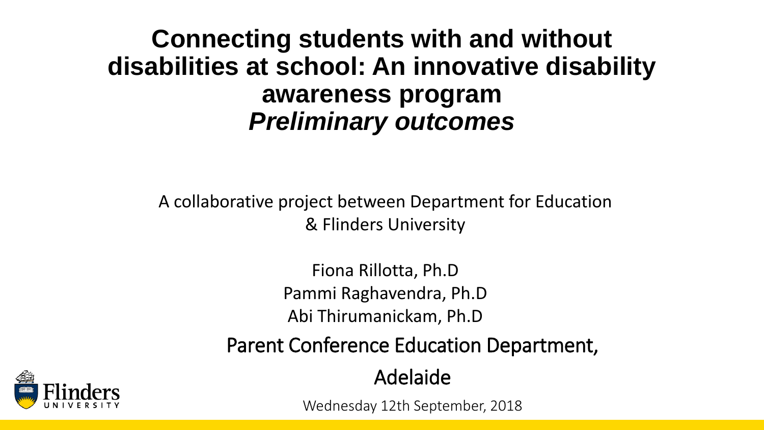# Connecting students with and without disabilities at school: An innovative disability awareness program
## *Preliminary outcomes*

A collaborative project between Department for Education & Flinders University

Fiona Rillotta, Ph.D

Pammi Raghavendra, Ph.D

Abi Thirumanickam, Ph.D

Parent Conference Education Department,

Adelaide

Wednesday 12th September, 2018

Flinders UNIVERSITY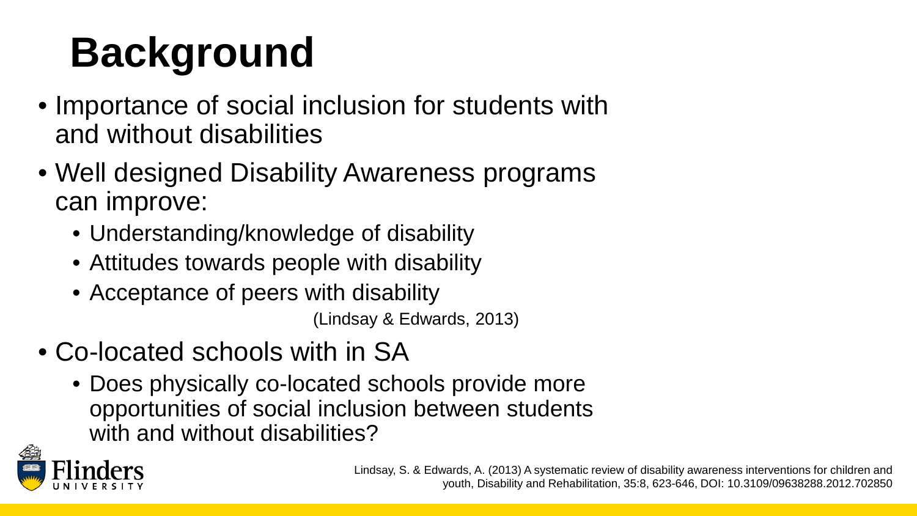# Background

- Importance of social inclusion for students with and without disabilities
- Well designed Disability Awareness programs can improve:
  - Understanding/knowledge of disability
  - Attitudes towards people with disability
  - Acceptance of peers with disability

(Lindsay & Edwards, 2013)

- Co-located schools with in SA
  - Does physically co-located schools provide more opportunities of social inclusion between students with and without disabilities?

Lindsay, S. & Edwards, A. (2013) A systematic review of disability awareness interventions for children and youth, Disability and Rehabilitation, 35:8, 623-646, DOI: 10.3109/09638288.2012.702850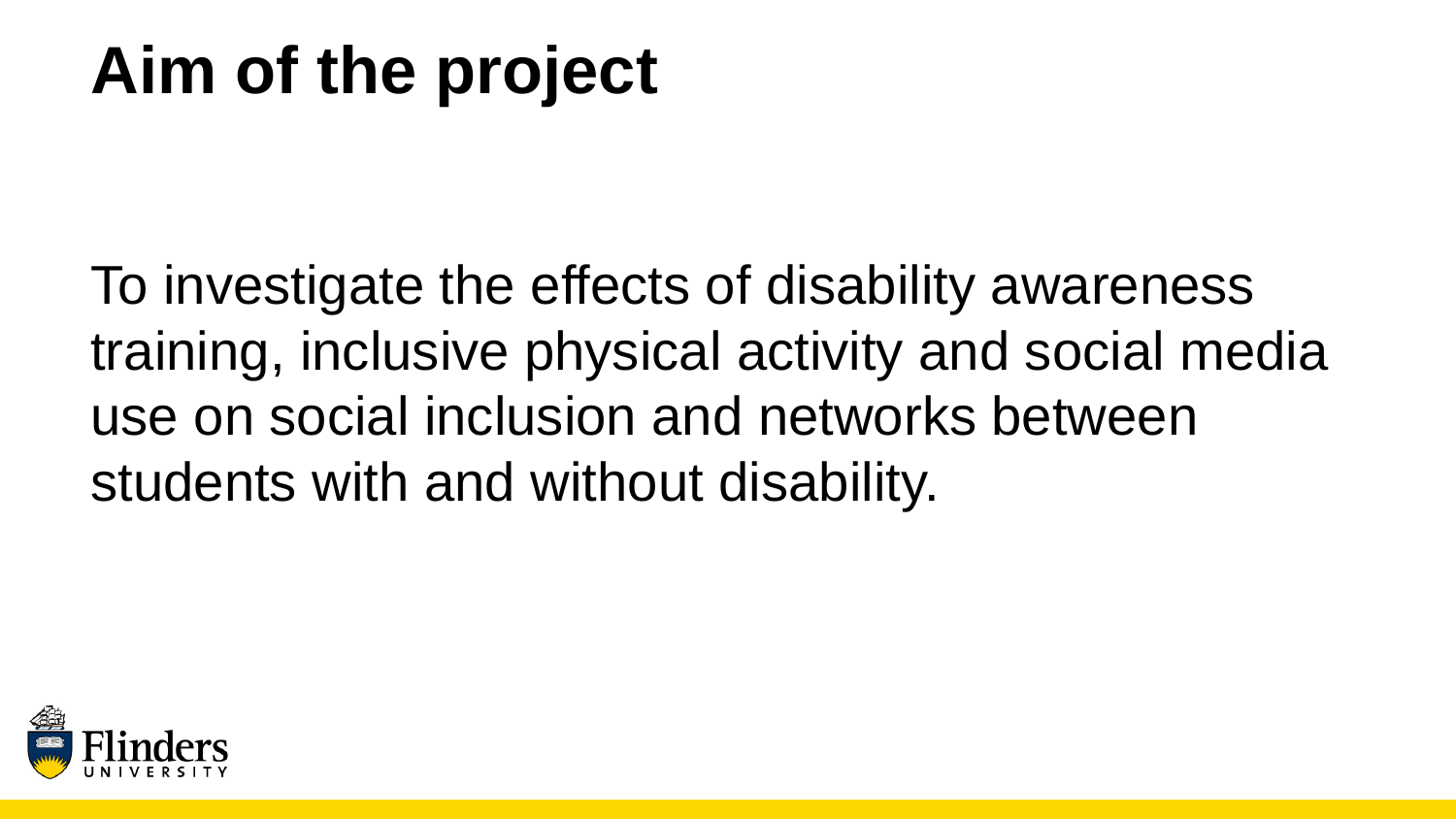# Aim of the project

To investigate the effects of disability awareness training, inclusive physical activity and social media use on social inclusion and networks between students with and without disability.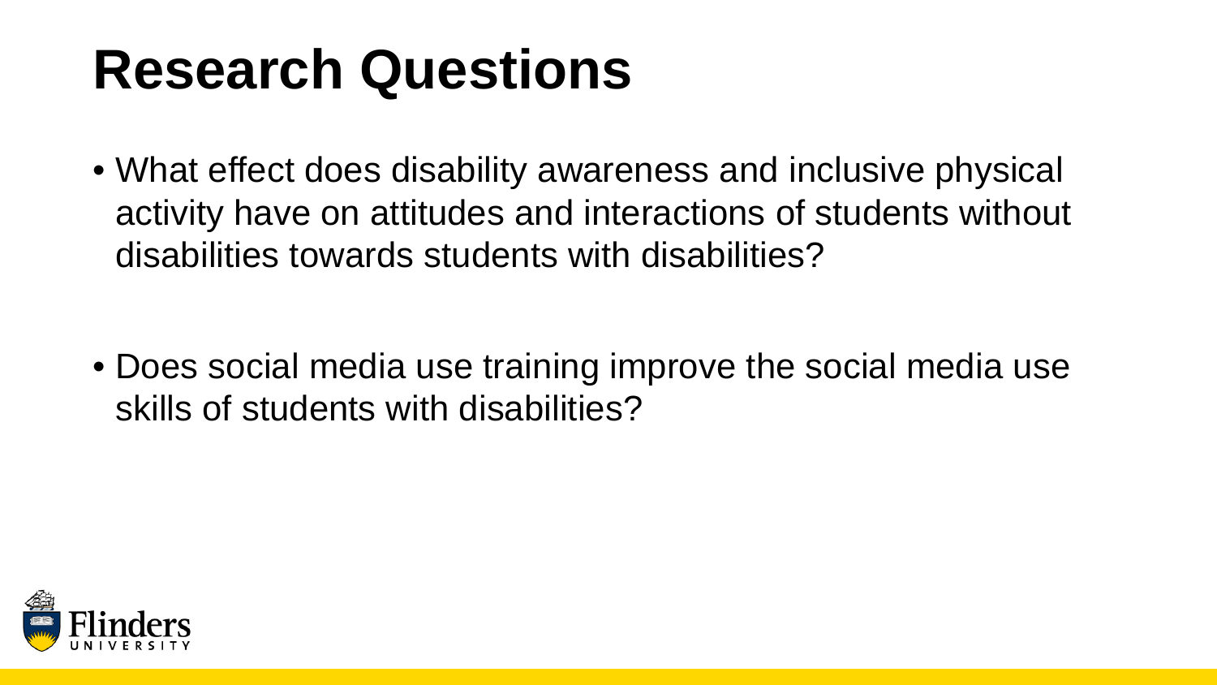# Research Questions

- What effect does disability awareness and inclusive physical activity have on attitudes and interactions of students without disabilities towards students with disabilities?

- Does social media use training improve the social media use skills of students with disabilities?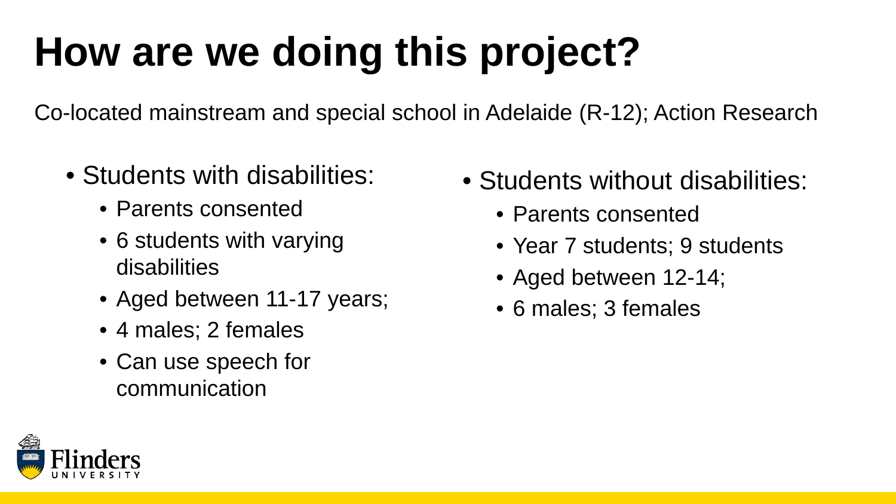# How are we doing this project?

Co-located mainstream and special school in Adelaide (R-12); Action Research

- Students with disabilities:
  - Parents consented
  - 6 students with varying disabilities
  - Aged between 11-17 years;
  - 4 males; 2 females
  - Can use speech for communication

- Students without disabilities:
  - Parents consented
  - Year 7 students; 9 students
  - Aged between 12-14;
  - 6 males; 3 females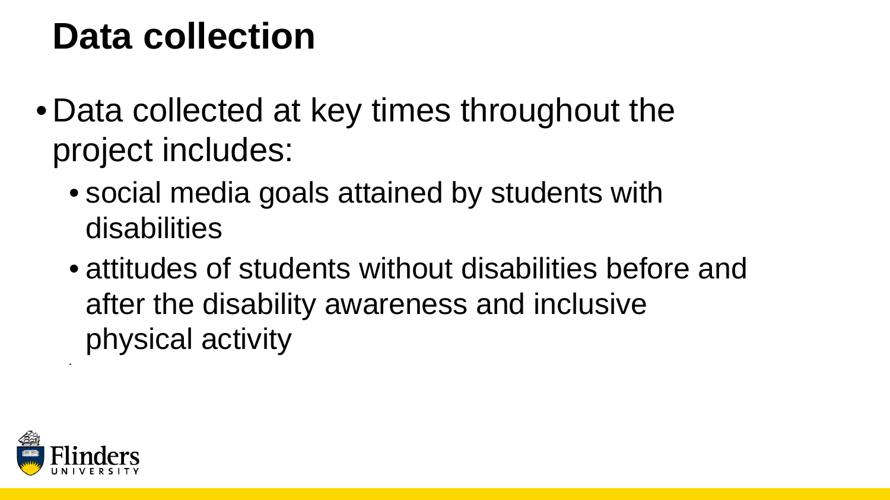# Data collection

- Data collected at key times throughout the project includes:
  - social media goals attained by students with disabilities
  - attitudes of students without disabilities before and after the disability awareness and inclusive physical activity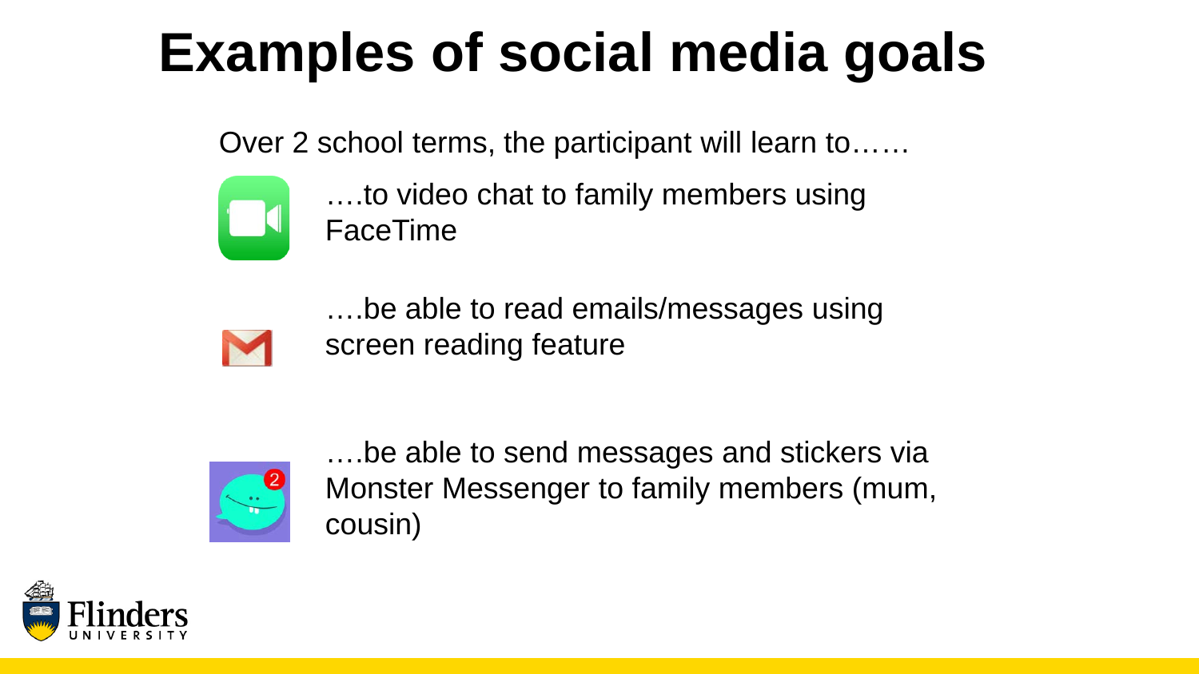# Examples of social media goals

Over 2 school terms, the participant will learn to……

- ….to video chat to family members using FaceTime
- ….be able to read emails/messages using screen reading feature
- ….be able to send messages and stickers via Monster Messenger to family members (mum, cousin)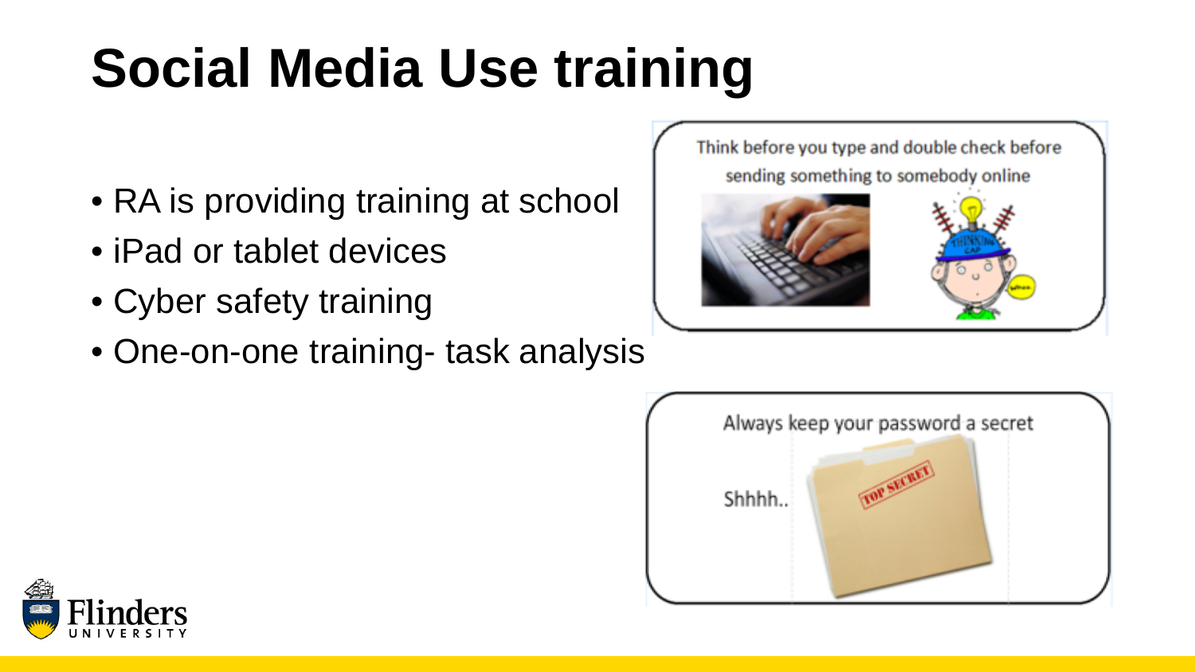# Social Media Use training

- RA is providing training at school
- iPad or tablet devices
- Cyber safety training
- One-on-one training- task analysis

Think before you type and double check before sending something to somebody online

Always keep your password a secret

Shhhh..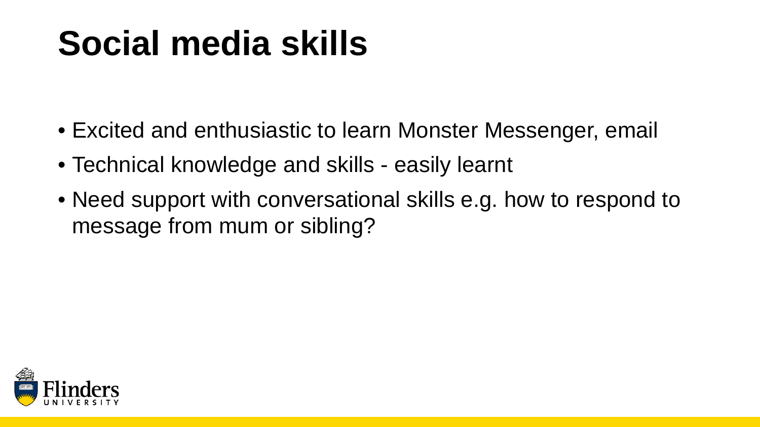# Social media skills

- Excited and enthusiastic to learn Monster Messenger, email
- Technical knowledge and skills - easily learnt
- Need support with conversational skills e.g. how to respond to message from mum or sibling?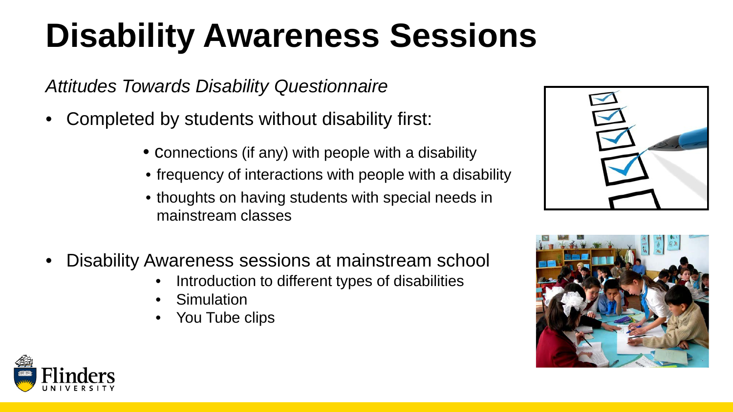# Disability Awareness Sessions

*Attitudes Towards Disability Questionnaire*

- Completed by students without disability first:
  - connections (if any) with people with a disability
  - frequency of interactions with people with a disability
  - thoughts on having students with special needs in mainstream classes
- Disability Awareness sessions at mainstream school
  - Introduction to different types of disabilities
  - Simulation
  - You Tube clips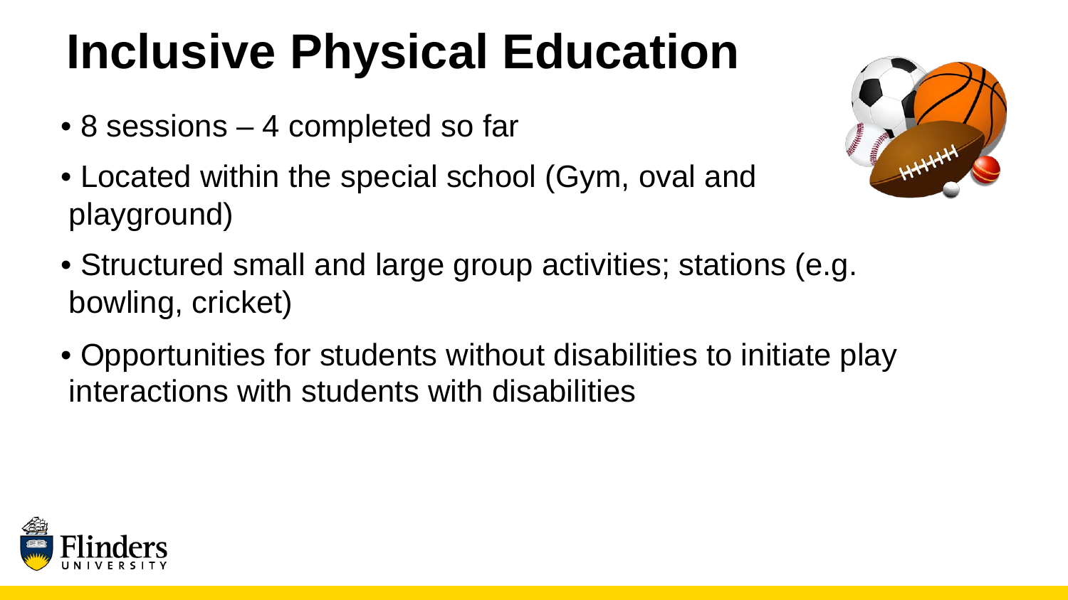# Inclusive Physical Education

- 8 sessions – 4 completed so far
- Located within the special school (Gym, oval and playground)
- Structured small and large group activities; stations (e.g. bowling, cricket)
- Opportunities for students without disabilities to initiate play interactions with students with disabilities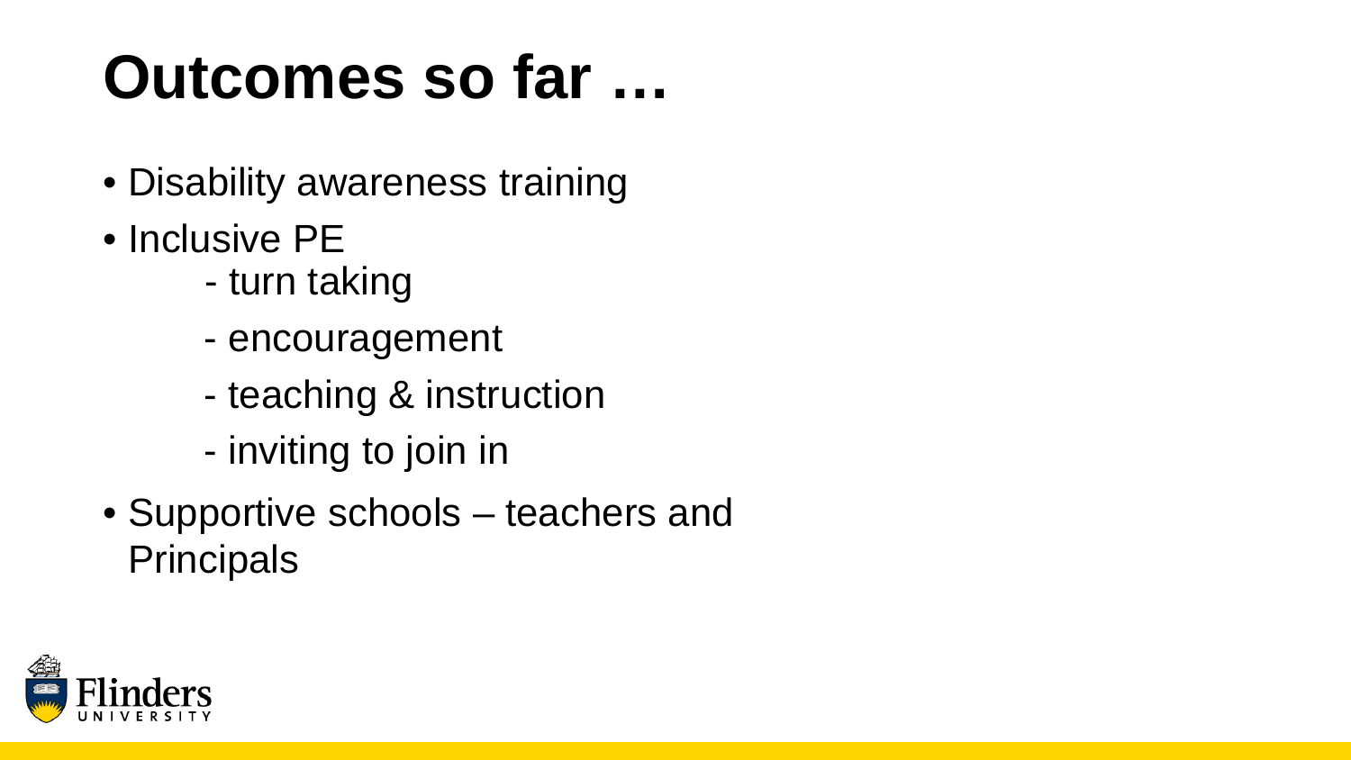# Outcomes so far …

- Disability awareness training
- Inclusive PE
  - turn taking
  - encouragement
  - teaching & instruction
  - inviting to join in
- Supportive schools – teachers and Principals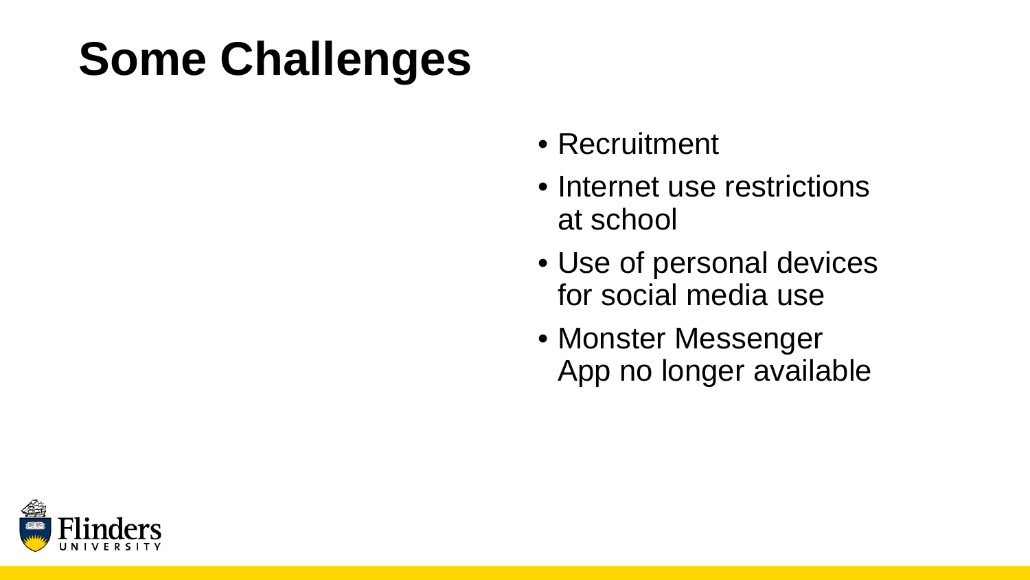# Some Challenges

- Recruitment
- Internet use restrictions at school
- Use of personal devices for social media use
- Monster Messenger App no longer available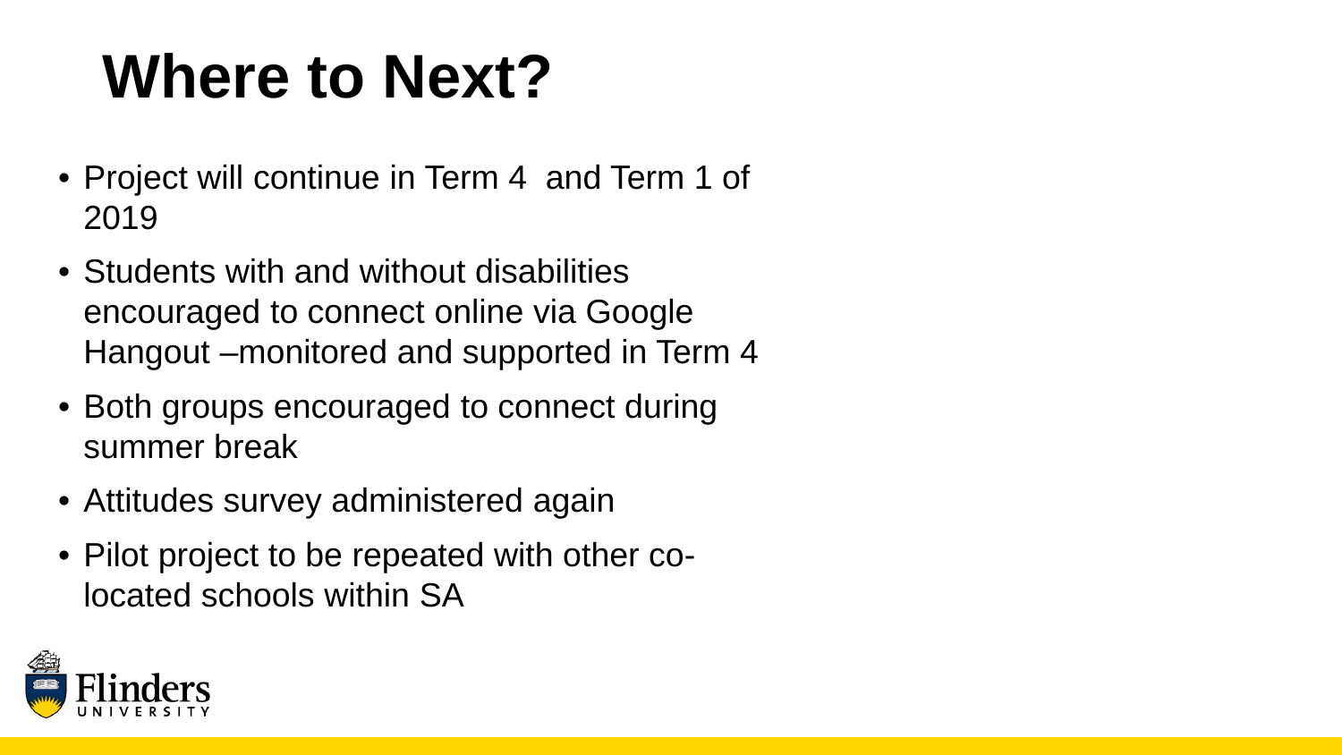# Where to Next?

- Project will continue in Term 4 and Term 1 of 2019
- Students with and without disabilities encouraged to connect online via Google Hangout –monitored and supported in Term 4
- Both groups encouraged to connect during summer break
- Attitudes survey administered again
- Pilot project to be repeated with other co-located schools within SA